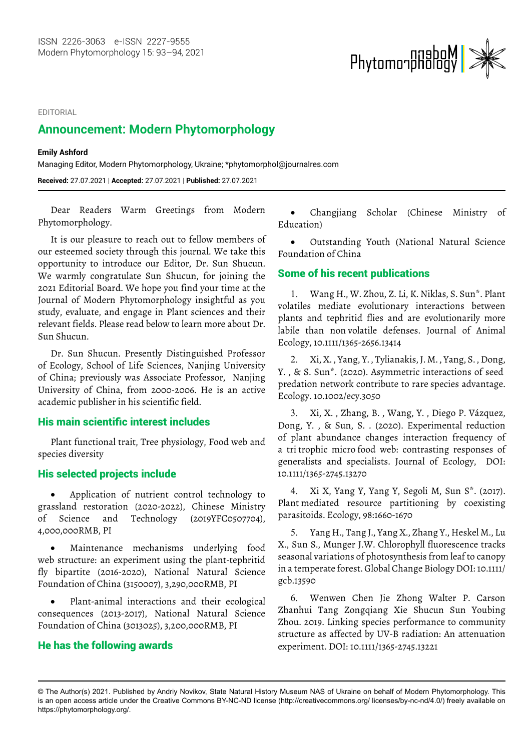EDITORIAL

# Announcement: Modern Phytomorphology

**Emily Ashford**

Managing Editor, Modern Phytomorphology, Ukraine; *phytomorphol@journalres.com

**Received:** 27.07.2021 | **Accepted:** 27.07.2021 | **Published:** 27.07.2021

Dear Readers Warm Greetings from Modern Phytomorphology.

It is our pleasure to reach out to fellow members of our esteemed society through this journal. We take this opportunity to introduce our Editor, Dr. Sun Shucun. We warmly congratulate Sun Shucun, for joining the 2021 Editorial Board. We hope you find your time at the Journal of Modern Phytomorphology insightful as you study, evaluate, and engage in Plant sciences and their relevant fields. Please read below to learn more about Dr. Sun Shucun.

Dr. Sun Shucun. Presently Distinguished Professor of Ecology, School of Life Sciences, Nanjing University of China; previously was Associate Professor, Nanjing University of China, from 2000-2006. He is an active academic publisher in his scientific field.

## His main scientific interest includes

Plant functional trait, Tree physiology, Food web and species diversity

## His selected projects include

- Application of nutrient control technology to grassland restoration (2020-2022), Chinese Ministry of Science and Technology (2019YFC0507704), 4,000,000RMB, PI
- Maintenance mechanisms underlying food web structure: an experiment using the plant-tephritid fly bipartite (2016-2020), National Natural Science Foundation of China (3150007), 3,290,000RMB, PI
- Plant-animal interactions and their ecological consequences (2013-2017), National Natural Science Foundation of China (3013025), 3,200,000RMB, PI

## He has the following awards

- Changjiang Scholar (Chinese Ministry of Education)
- Outstanding Youth (National Natural Science Foundation of China

## Some of his recent publications

1. Wang H., W. Zhou, Z. Li, K. Niklas, S. Sun*. Plant volatiles mediate evolutionary interactions between plants and tephritid flies and are evolutionarily more labile than non volatile defenses. Journal of Animal Ecology, 10.1111/1365-2656.13414

2. Xi, X. , Yang, Y. , Tylianakis, J. M. , Yang, S. , Dong, Y. , & S. Sun*. (2020). Asymmetric interactions of seed predation network contribute to rare species advantage. Ecology. 10.1002/ecy.3050

3. Xi, X. , Zhang, B. , Wang, Y. , Diego P. Vázquez, Dong, Y. , & Sun, S. . (2020). Experimental reduction of plant abundance changes interaction frequency of a tri trophic micro food web: contrasting responses of generalists and specialists. Journal of Ecology, DOI: 10.1111/1365-2745.13270

4. Xi X, Yang Y, Yang Y, Segoli M, Sun S*. (2017). Plant mediated resource partitioning by coexisting parasitoids. Ecology, 98:1660-1670

5. Yang H., Tang J., Yang X., Zhang Y., Heskel M., Lu X., Sun S., Munger J.W. Chlorophyll fluorescence tracks seasonal variations of photosynthesis from leaf to canopy in a temperate forest. Global Change Biology DOI: 10.1111/gcb.13590

6. Wenwen Chen Jie Zhong Walter P. Carson Zhanhui Tang Zongqiang Xie Shucun Sun Youbing Zhou. 2019. Linking species performance to community structure as affected by UV-B radiation: An attenuation experiment. DOI: 10.1111/1365-2745.13221

© The Author(s) 2021. Published by Andriy Novikov, State Natural History Museum NAS of Ukraine on behalf of Modern Phytomorphology. This is an open access article under the Creative Commons BY-NC-ND license (http://creativecommons.org/ licenses/by-nc-nd/4.0/) freely available on https://phytomorphology.org/.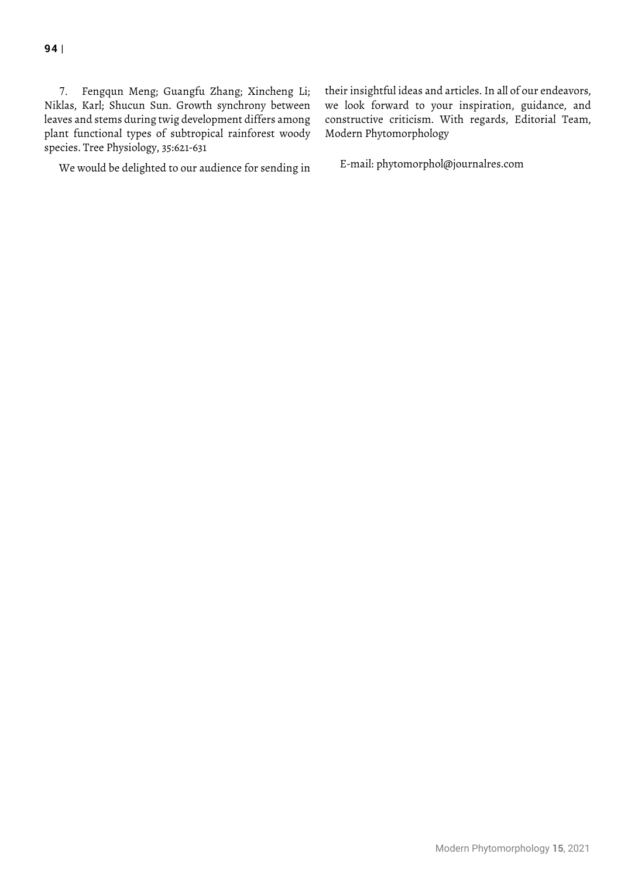7. Fengqun Meng; Guangfu Zhang; Xincheng Li; Niklas, Karl; Shucun Sun. Growth synchrony between leaves and stems during twig development differs among plant functional types of subtropical rainforest woody species. Tree Physiology, 35:621-631

We would be delighted to our audience for sending in their insightful ideas and articles. In all of our endeavors, we look forward to your inspiration, guidance, and constructive criticism. With regards, Editorial Team, Modern Phytomorphology

E-mail: phytomorphol@journalres.com